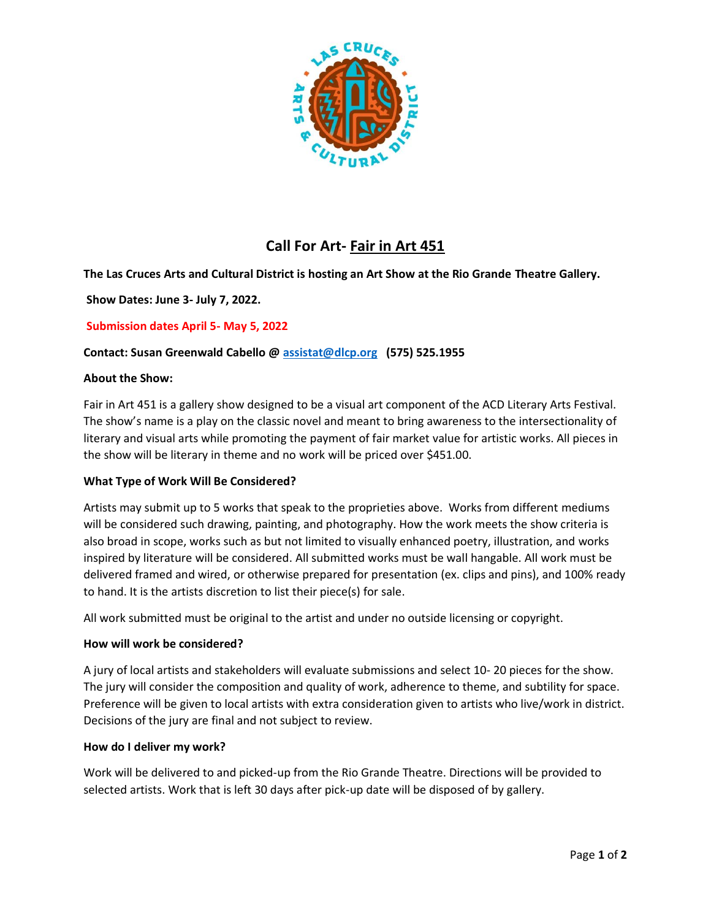# Call For Art- Fair in Art 451

**The Las Cruces Arts and Cultural District is hosting an Art Show at the Rio Grande Theatre Gallery.**

**Show Dates: June 3- July 7, 2022.**

**Submission dates April 5- May 5, 2022**

**Contact: Susan Greenwald Cabello @ assistat@dlcp.org (575) 525.1955**

**About the Show:**

Fair in Art 451 is a gallery show designed to be a visual art component of the ACD Literary Arts Festival. The show's name is a play on the classic novel and meant to bring awareness to the intersectionality of literary and visual arts while promoting the payment of fair market value for artistic works. All pieces in the show will be literary in theme and no work will be priced over $451.00.

**What Type of Work Will Be Considered?**

Artists may submit up to 5 works that speak to the proprieties above. Works from different mediums will be considered such drawing, painting, and photography. How the work meets the show criteria is also broad in scope, works such as but not limited to visually enhanced poetry, illustration, and works inspired by literature will be considered. All submitted works must be wall hangable. All work must be delivered framed and wired, or otherwise prepared for presentation (ex. clips and pins), and 100% ready to hand. It is the artists discretion to list their piece(s) for sale.

All work submitted must be original to the artist and under no outside licensing or copyright.

**How will work be considered?**

A jury of local artists and stakeholders will evaluate submissions and select 10- 20 pieces for the show. The jury will consider the composition and quality of work, adherence to theme, and subtility for space. Preference will be given to local artists with extra consideration given to artists who live/work in district. Decisions of the jury are final and not subject to review.

**How do I deliver my work?**

Work will be delivered to and picked-up from the Rio Grande Theatre. Directions will be provided to selected artists. Work that is left 30 days after pick-up date will be disposed of by gallery.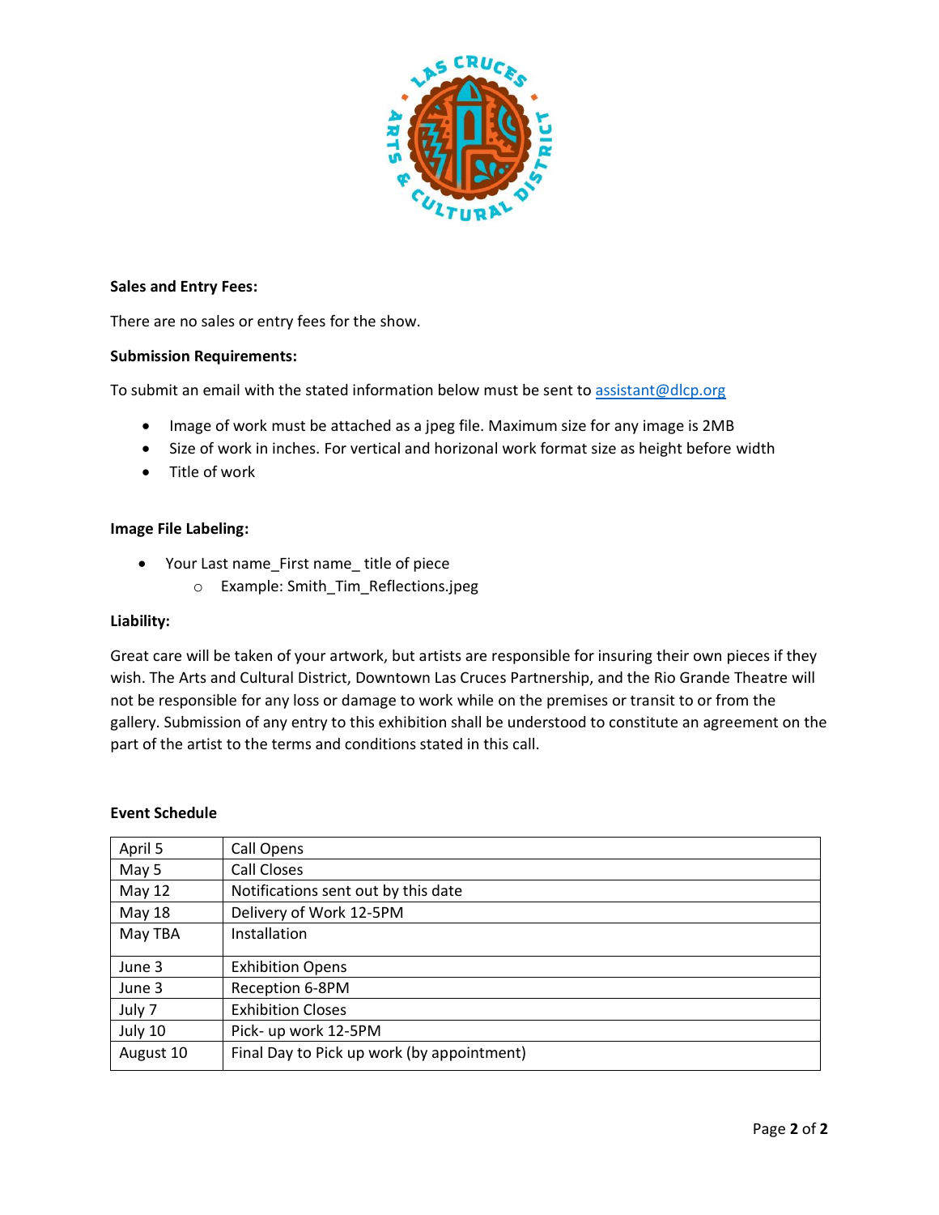**Sales and Entry Fees:**

There are no sales or entry fees for the show.

**Submission Requirements:**

To submit an email with the stated information below must be sent to assistant@dlcp.org

- Image of work must be attached as a jpeg file. Maximum size for any image is 2MB
- Size of work in inches. For vertical and horizonal work format size as height before width
- Title of work

**Image File Labeling:**

- Your Last name_First name_ title of piece
  - Example: Smith_Tim_Reflections.jpeg

**Liability:**

Great care will be taken of your artwork, but artists are responsible for insuring their own pieces if they wish. The Arts and Cultural District, Downtown Las Cruces Partnership, and the Rio Grande Theatre will not be responsible for any loss or damage to work while on the premises or transit to or from the gallery. Submission of any entry to this exhibition shall be understood to constitute an agreement on the part of the artist to the terms and conditions stated in this call.

**Event Schedule**

| | |
|---|---|
| April 5 | Call Opens |
| May 5 | Call Closes |
| May 12 | Notifications sent out by this date |
| May 18 | Delivery of Work 12-5PM |
| May TBA | Installation |
| June 3 | Exhibition Opens |
| June 3 | Reception 6-8PM |
| July 7 | Exhibition Closes |
| July 10 | Pick- up work 12-5PM |
| August 10 | Final Day to Pick up work (by appointment) |